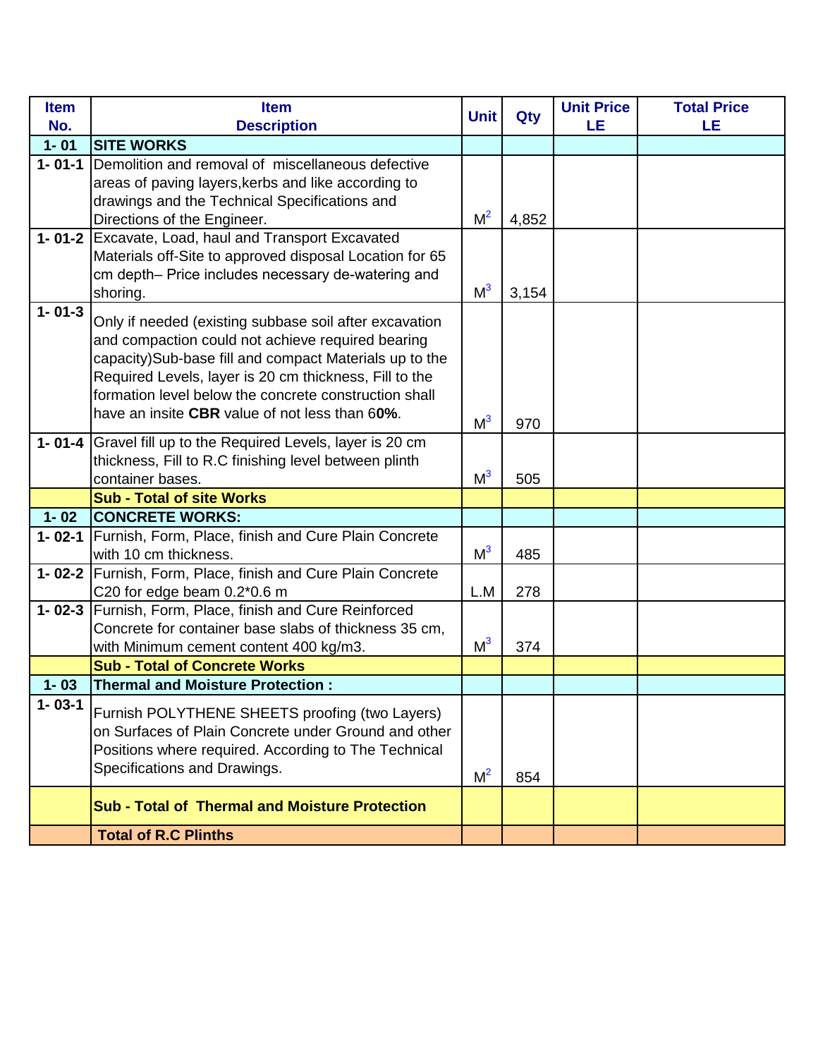| Item No. | Item Description | Unit | Qty | Unit Price LE | Total Price LE |
|---|---|---|---|---|---|
| 1- 01 | **SITE WORKS** | | | | |
| 1- 01-1 | Demolition and removal of miscellaneous defective areas of paving layers,kerbs and like according to drawings and the Technical Specifications and Directions of the Engineer. | $M^2$ | 4,852 | | |
| 1- 01-2 | Excavate, Load, haul and Transport Excavated Materials off-Site to approved disposal Location for 65 cm depth– Price includes necessary de-watering and shoring. | $M^3$ | 3,154 | | |
| 1- 01-3 | Only if needed (existing subbase soil after excavation and compaction could not achieve required bearing capacity)Sub-base fill and compact Materials up to the Required Levels, layer is 20 cm thickness, Fill to the formation level below the concrete construction shall have an insite **CBR** value of not less than 6**0%**. | $M^3$ | 970 | | |
| 1- 01-4 | Gravel fill up to the Required Levels, layer is 20 cm thickness, Fill to R.C finishing level between plinth container bases. | $M^3$ | 505 | | |
| | **Sub - Total of site Works** | | | | |
| 1- 02 | **CONCRETE WORKS:** | | | | |
| 1- 02-1 | Furnish, Form, Place, finish and Cure Plain Concrete with 10 cm thickness. | $M^3$ | 485 | | |
| 1- 02-2 | Furnish, Form, Place, finish and Cure Plain Concrete C20 for edge beam 0.2*0.6 m | L.M | 278 | | |
| 1- 02-3 | Furnish, Form, Place, finish and Cure Reinforced Concrete for container base slabs of thickness 35 cm, with Minimum cement content 400 kg/m3. | $M^3$ | 374 | | |
| | **Sub - Total of Concrete Works** | | | | |
| 1- 03 | **Thermal and Moisture Protection :** | | | | |
| 1- 03-1 | Furnish POLYTHENE SHEETS proofing (two Layers) on Surfaces of Plain Concrete under Ground and other Positions where required. According to The Technical Specifications and Drawings. | $M^2$ | 854 | | |
| | **Sub - Total of Thermal and Moisture Protection** | | | | |
| | **Total of R.C Plinths** | | | | |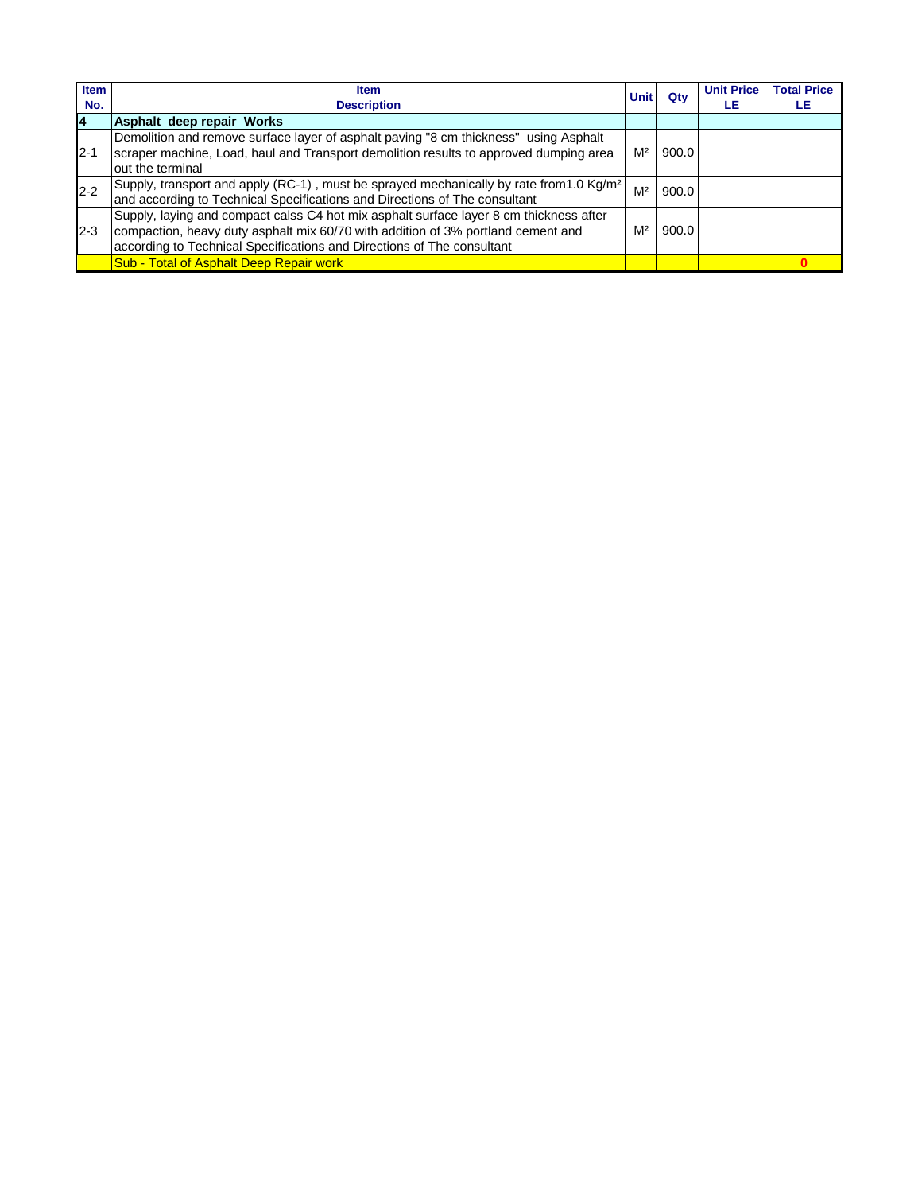| Item No. | Item Description | Unit | Qty | Unit Price LE | Total Price LE |
|---|---|---|---|---|---|
| 4 | **Asphalt deep repair Works** | | | | |
| 2-1 | Demolition and remove surface layer of asphalt paving "8 cm thickness" using Asphalt scraper machine, Load, haul and Transport demolition results to approved dumping area out the terminal | $M^2$ | 900.0 | | |
| 2-2 | Supply, transport and apply (RC-1) , must be sprayed mechanically by rate from1.0 $Kg/m^2$ and according to Technical Specifications and Directions of The consultant | $M^2$ | 900.0 | | |
| 2-3 | Supply, laying and compact calss C4 hot mix asphalt surface layer 8 cm thickness after compaction, heavy duty asphalt mix 60/70 with addition of 3% portland cement and according to Technical Specifications and Directions of The consultant | $M^2$ | 900.0 | | |
| | Sub - Total of Asphalt Deep Repair work | | | | 0 |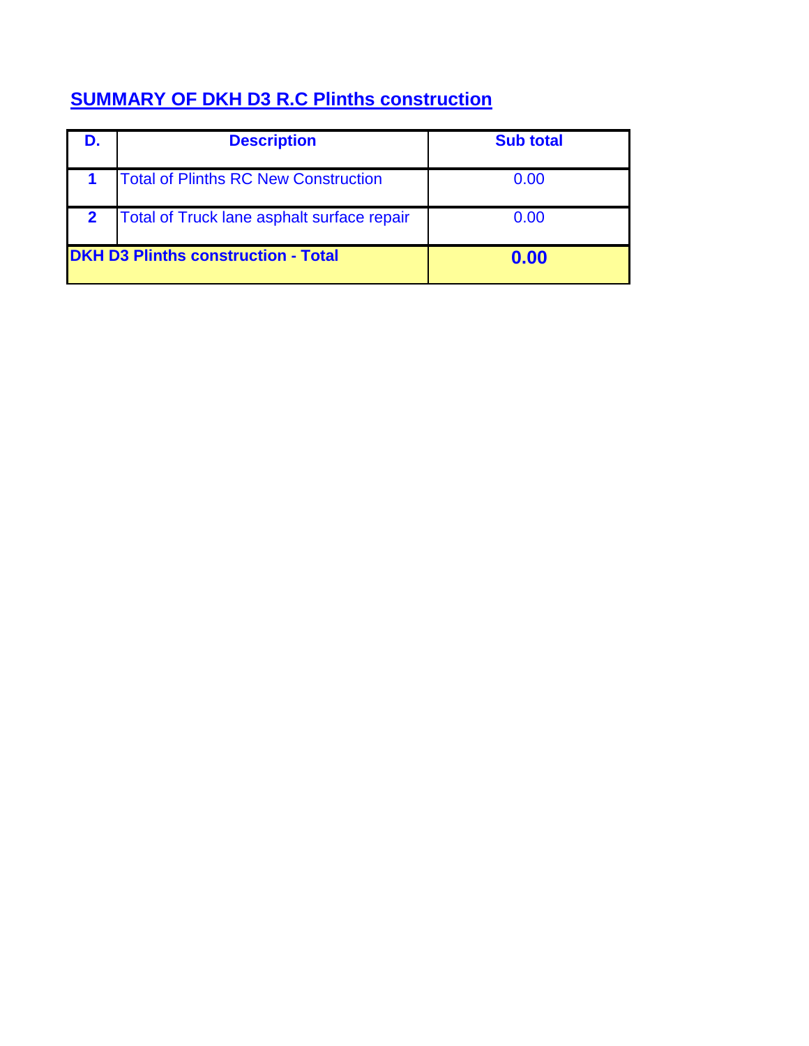## SUMMARY OF DKH D3 R.C Plinths construction

| D. | Description | Sub total |
|---|---|---|
| 1 | Total of Plinths RC New Construction | 0.00 |
| 2 | Total of Truck lane asphalt surface repair | 0.00 |
| **DKH D3 Plinths construction - Total** | | **0.00** |